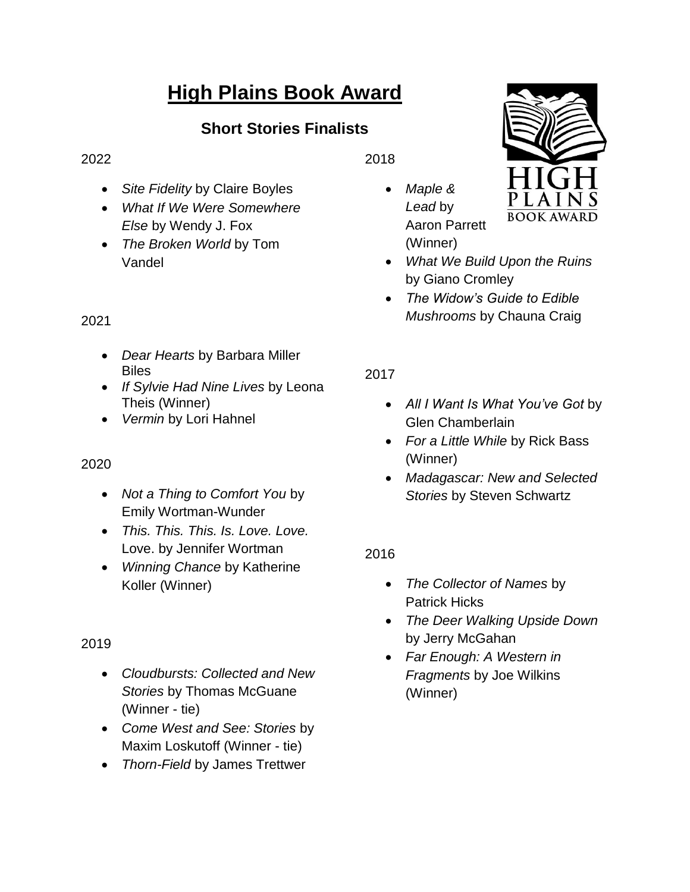# High Plains Book Award

## Short Stories Finalists

2022

- *Site Fidelity* by Claire Boyles
- *What If We Were Somewhere Else* by Wendy J. Fox
- *The Broken World* by Tom Vandel

2021

- *Dear Hearts* by Barbara Miller Biles
- *If Sylvie Had Nine Lives* by Leona Theis (Winner)
- *Vermin* by Lori Hahnel

2020

- *Not a Thing to Comfort You* by Emily Wortman-Wunder
- *This. This. This. Is. Love. Love.* Love. by Jennifer Wortman
- *Winning Chance* by Katherine Koller (Winner)

2019

- *Cloudbursts: Collected and New Stories* by Thomas McGuane (Winner - tie)
- *Come West and See: Stories* by Maxim Loskutoff (Winner - tie)
- *Thorn-Field* by James Trettwer

2018

- *Maple & Lead* by Aaron Parrett (Winner)
- *What We Build Upon the Ruins* by Giano Cromley
- *The Widow's Guide to Edible Mushrooms* by Chauna Craig

2017

- *All I Want Is What You've Got* by Glen Chamberlain
- *For a Little While* by Rick Bass (Winner)
- *Madagascar: New and Selected Stories* by Steven Schwartz

2016

- *The Collector of Names* by Patrick Hicks
- *The Deer Walking Upside Down* by Jerry McGahan
- *Far Enough: A Western in Fragments* by Joe Wilkins (Winner)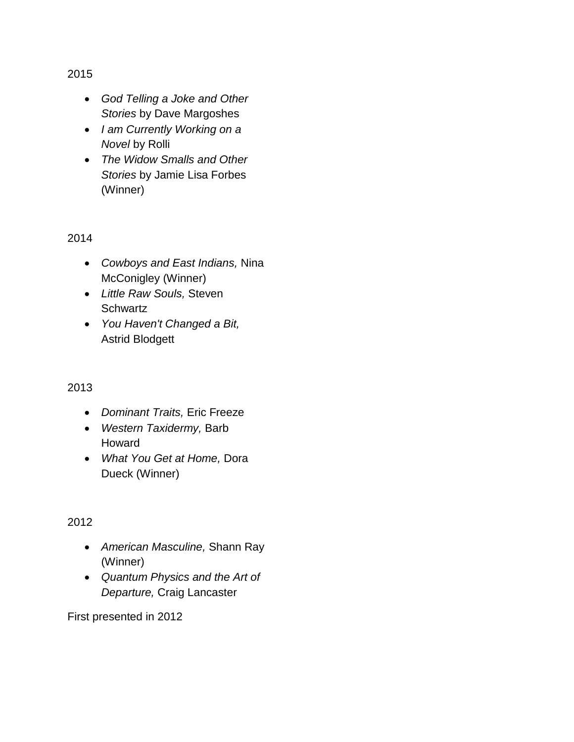2015

- *God Telling a Joke and Other Stories* by Dave Margoshes
- *I am Currently Working on a Novel* by Rolli
- *The Widow Smalls and Other Stories* by Jamie Lisa Forbes (Winner)

2014

- *Cowboys and East Indians,* Nina McConigley (Winner)
- *Little Raw Souls,* Steven Schwartz
- *You Haven't Changed a Bit,* Astrid Blodgett

2013

- *Dominant Traits,* Eric Freeze
- *Western Taxidermy,* Barb Howard
- *What You Get at Home,* Dora Dueck (Winner)

2012

- *American Masculine,* Shann Ray (Winner)
- *Quantum Physics and the Art of Departure,* Craig Lancaster

First presented in 2012